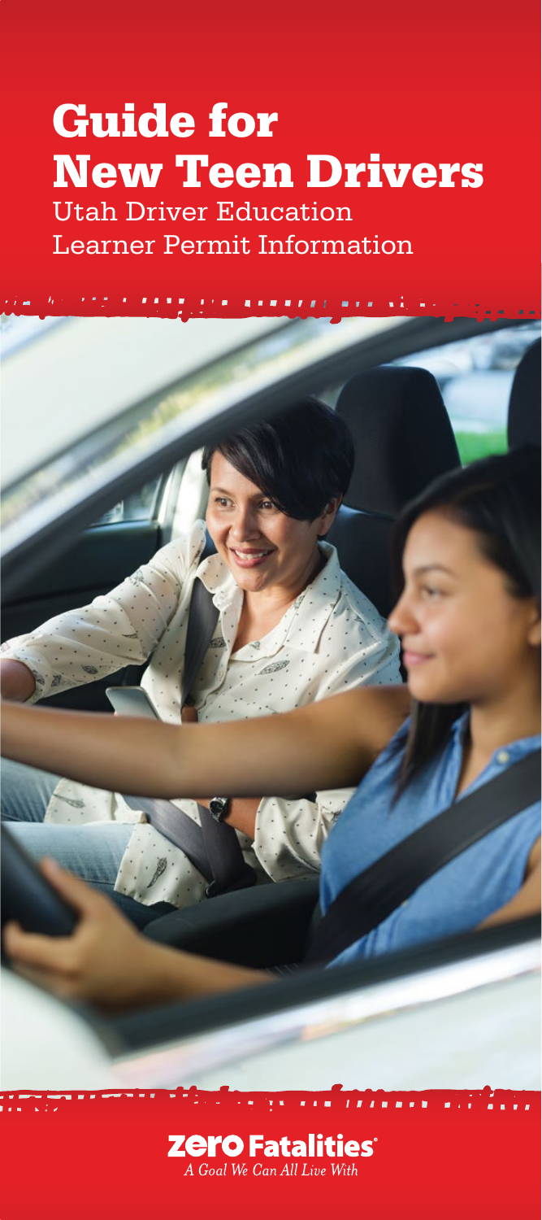# Guide for New Teen Drivers

Utah Driver Education

Learner Permit Information

**Zero Fatalities**®

*A Goal We Can All Live With*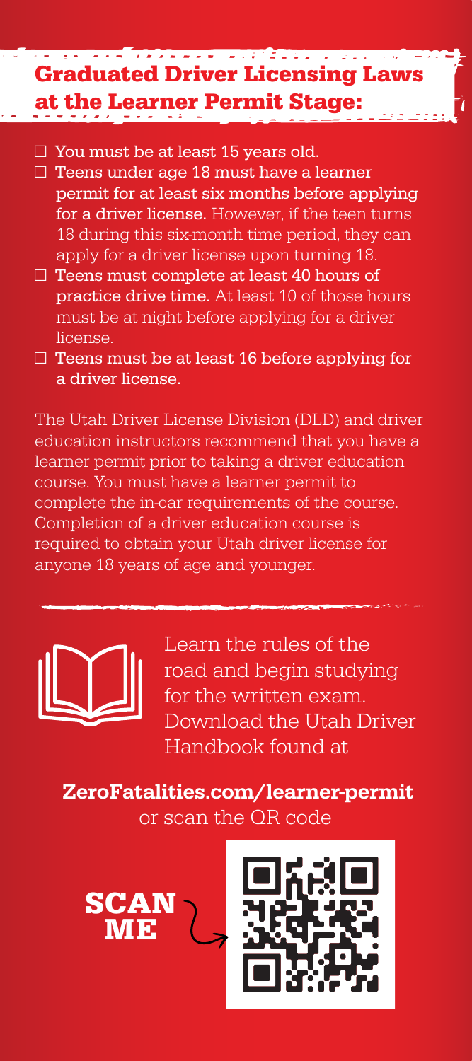## Graduated Driver Licensing Laws at the Learner Permit Stage:

- ☐ You must be at least 15 years old.
- ☐ **Teens under age 18 must have a learner permit for at least six months before applying for a driver license.** However, if the teen turns 18 during this six-month time period, they can apply for a driver license upon turning 18.
- ☐ **Teens must complete at least 40 hours of practice drive time.** At least 10 of those hours must be at night before applying for a driver license.
- ☐ **Teens must be at least 16 before applying for a driver license.**

The Utah Driver License Division (DLD) and driver education instructors recommend that you have a learner permit prior to taking a driver education course. You must have a learner permit to complete the in-car requirements of the course. Completion of a driver education course is required to obtain your Utah driver license for anyone 18 years of age and younger.

Learn the rules of the road and begin studying for the written exam. Download the Utah Driver Handbook found at

**ZeroFatalities.com/learner-permit**
or scan the QR code

**SCAN ME**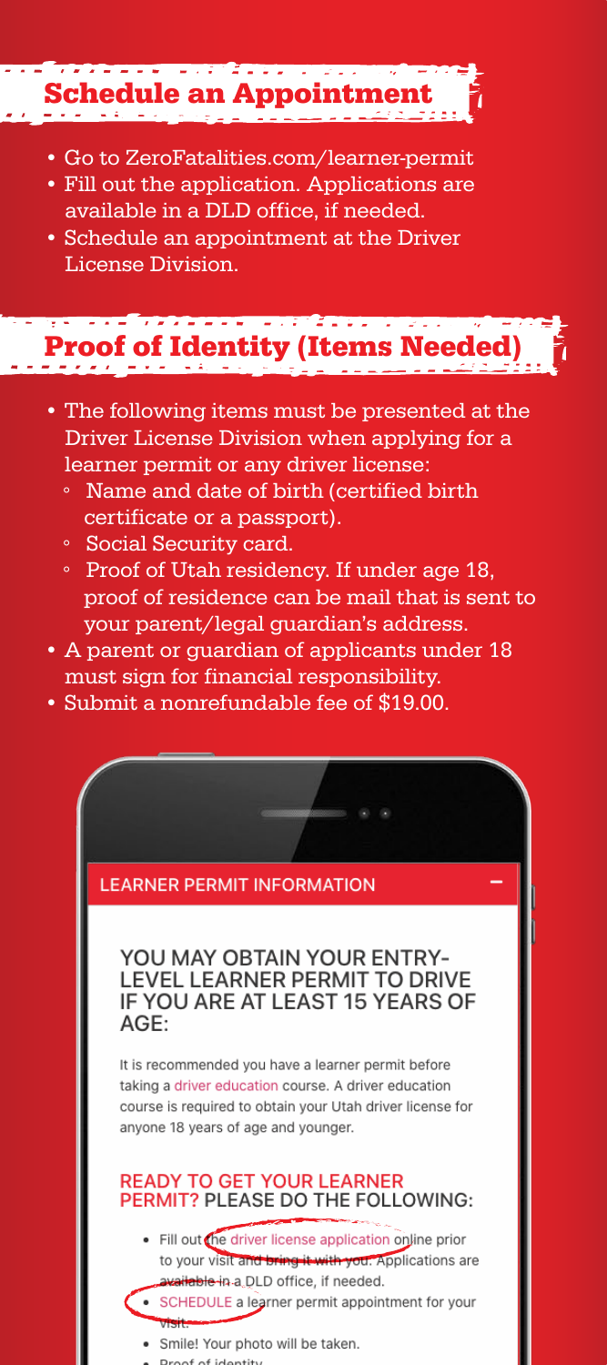## Schedule an Appointment

- Go to ZeroFatalities.com/learner-permit
- Fill out the application. Applications are available in a DLD office, if needed.
- Schedule an appointment at the Driver License Division.

## Proof of Identity (Items Needed)

- The following items must be presented at the Driver License Division when applying for a learner permit or any driver license:
  - Name and date of birth (certified birth certificate or a passport).
  - Social Security card.
  - Proof of Utah residency. If under age 18, proof of residence can be mail that is sent to your parent/legal guardian's address.
- A parent or guardian of applicants under 18 must sign for financial responsibility.
- Submit a nonrefundable fee of $19.00.

LEARNER PERMIT INFORMATION

YOU MAY OBTAIN YOUR ENTRY-LEVEL LEARNER PERMIT TO DRIVE IF YOU ARE AT LEAST 15 YEARS OF AGE:

It is recommended you have a learner permit before taking a driver education course. A driver education course is required to obtain your Utah driver license for anyone 18 years of age and younger.

READY TO GET YOUR LEARNER PERMIT? PLEASE DO THE FOLLOWING:

- Fill out the driver license application online prior to your visit and bring it with you. Applications are available in a DLD office, if needed.
- SCHEDULE a learner permit appointment for your visit.
- Smile! Your photo will be taken.
- Proof of identity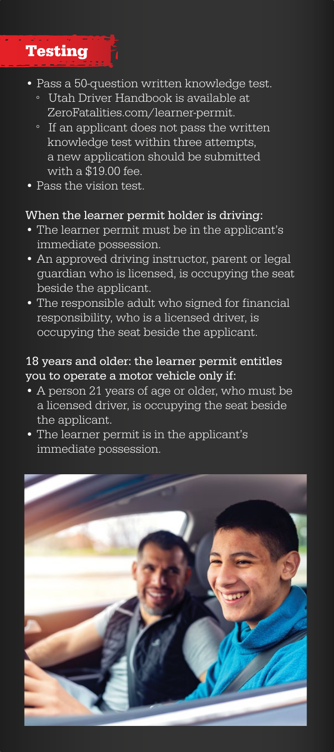## Testing

- Pass a 50-question written knowledge test.
    - Utah Driver Handbook is available at ZeroFatalities.com/learner-permit.
    - If an applicant does not pass the written knowledge test within three attempts, a new application should be submitted with a $19.00 fee.
- Pass the vision test.

**When the learner permit holder is driving:**

- The learner permit must be in the applicant's immediate possession.
- An approved driving instructor, parent or legal guardian who is licensed, is occupying the seat beside the applicant.
- The responsible adult who signed for financial responsibility, who is a licensed driver, is occupying the seat beside the applicant.

**18 years and older: the learner permit entitles you to operate a motor vehicle only if:**

- A person 21 years of age or older, who must be a licensed driver, is occupying the seat beside the applicant.
- The learner permit is in the applicant's immediate possession.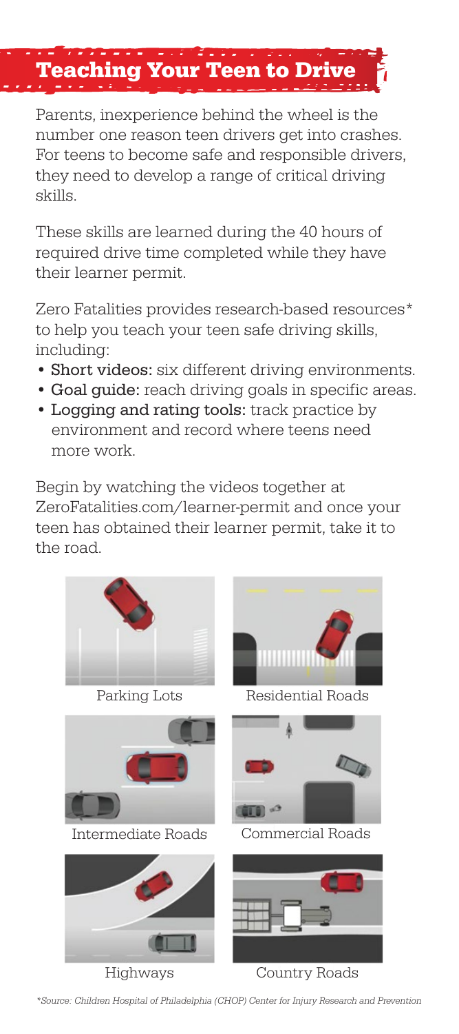# Teaching Your Teen to Drive

Parents, inexperience behind the wheel is the number one reason teen drivers get into crashes. For teens to become safe and responsible drivers, they need to develop a range of critical driving skills.

These skills are learned during the 40 hours of required drive time completed while they have their learner permit.

Zero Fatalities provides research-based resources* to help you teach your teen safe driving skills, including:

- **Short videos:** six different driving environments.
- **Goal guide:** reach driving goals in specific areas.
- **Logging and rating tools:** track practice by environment and record where teens need more work.

Begin by watching the videos together at ZeroFatalities.com/learner-permit and once your teen has obtained their learner permit, take it to the road.

Parking Lots

Residential Roads

Intermediate Roads

Commercial Roads

Highways

Country Roads

*\*Source: Children Hospital of Philadelphia (CHOP) Center for Injury Research and Prevention*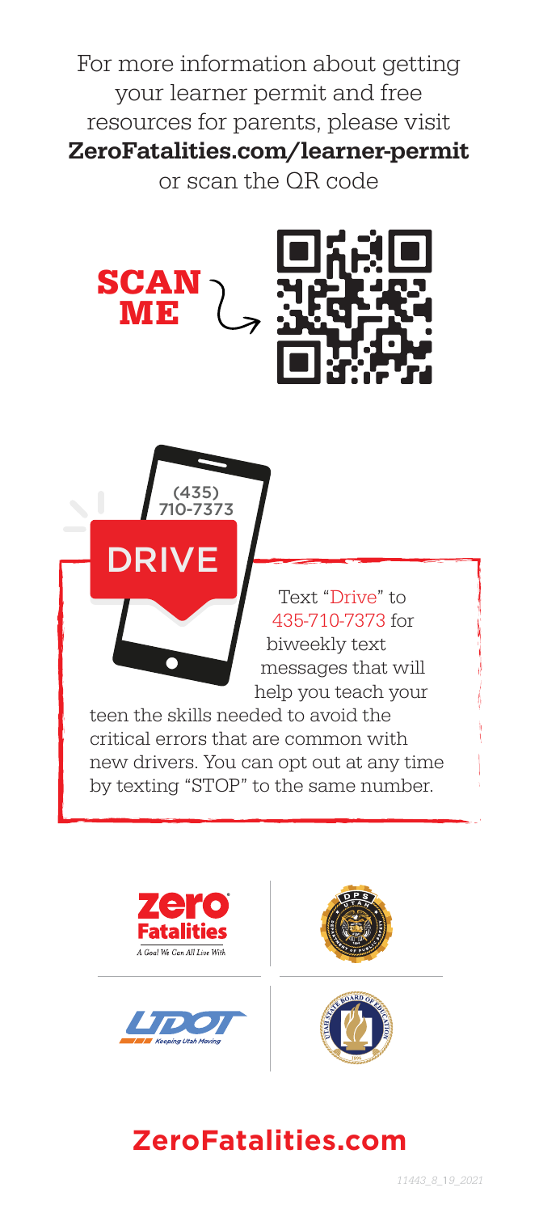For more information about getting your learner permit and free resources for parents, please visit
**ZeroFatalities.com/learner-permit**
or scan the QR code

**SCAN ME**

(435) 710-7373

DRIVE

Text "Drive" to 435-710-7373 for biweekly text messages that will help you teach your teen the skills needed to avoid the critical errors that are common with new drivers. You can opt out at any time by texting "STOP" to the same number.

Zero Fatalities — A Goal We Can All Live With

UDOT — Keeping Utah Moving

## ZeroFatalities.com

*11443_8_19_2021*